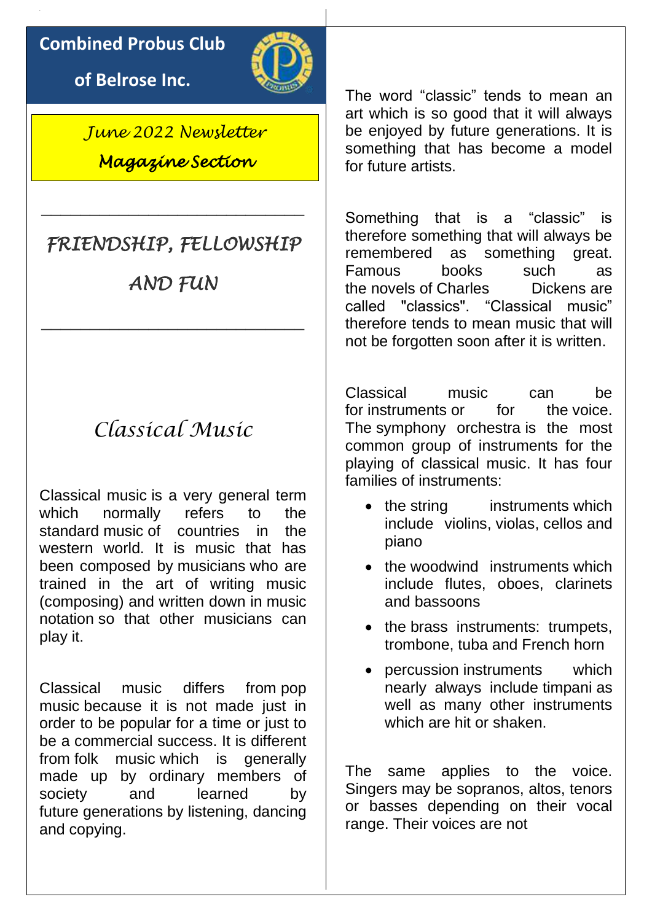# Combined Probus Club of Belrose Inc.

*June 2022 Newsletter*

*Magazine Section*

---

*FRIENDSHIP, FELLOWSHIP AND FUN*

---

## *Classical Music*

Classical music is a very general term which normally refers to the standard music of countries in the western world. It is music that has been composed by musicians who are trained in the art of writing music (composing) and written down in music notation so that other musicians can play it.

Classical music differs from pop music because it is not made just in order to be popular for a time or just to be a commercial success. It is different from folk music which is generally made up by ordinary members of society and learned by future generations by listening, dancing and copying.

The word "classic" tends to mean an art which is so good that it will always be enjoyed by future generations. It is something that has become a model for future artists.

Something that is a "classic" is therefore something that will always be remembered as something great. Famous books such as the novels of Charles Dickens are called "classics". "Classical music" therefore tends to mean music that will not be forgotten soon after it is written.

Classical music can be for instruments or for the voice. The symphony orchestra is the most common group of instruments for the playing of classical music. It has four families of instruments:

- the string instruments which include violins, violas, cellos and piano
- the woodwind instruments which include flutes, oboes, clarinets and bassoons
- the brass instruments: trumpets, trombone, tuba and French horn
- percussion instruments which nearly always include timpani as well as many other instruments which are hit or shaken.

The same applies to the voice. Singers may be sopranos, altos, tenors or basses depending on their vocal range. Their voices are not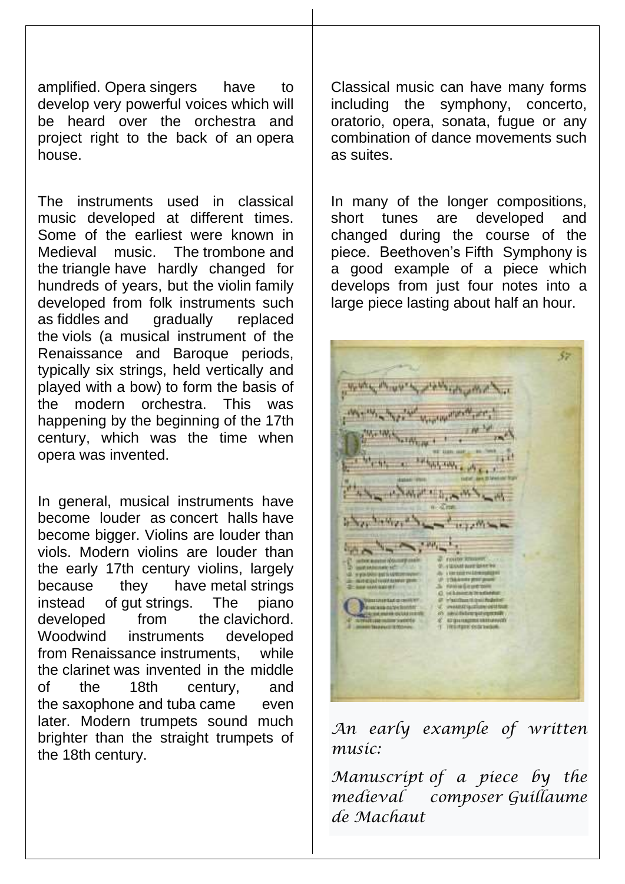amplified. Opera singers have to develop very powerful voices which will be heard over the orchestra and project right to the back of an opera house.

The instruments used in classical music developed at different times. Some of the earliest were known in Medieval music. The trombone and the triangle have hardly changed for hundreds of years, but the violin family developed from folk instruments such as fiddles and gradually replaced the viols (a musical instrument of the Renaissance and Baroque periods, typically six strings, held vertically and played with a bow) to form the basis of the modern orchestra. This was happening by the beginning of the 17th century, which was the time when opera was invented.

In general, musical instruments have become louder as concert halls have become bigger. Violins are louder than viols. Modern violins are louder than the early 17th century violins, largely because they have metal strings instead of gut strings. The piano developed from the clavichord. Woodwind instruments developed from Renaissance instruments, while the clarinet was invented in the middle of the 18th century, and the saxophone and tuba came even later. Modern trumpets sound much brighter than the straight trumpets of the 18th century.

Classical music can have many forms including the symphony, concerto, oratorio, opera, sonata, fugue or any combination of dance movements such as suites.

In many of the longer compositions, short tunes are developed and changed during the course of the piece. Beethoven's Fifth Symphony is a good example of a piece which develops from just four notes into a large piece lasting about half an hour.

*An early example of written music:*

*Manuscript of a piece by the medieval composer Guillaume de Machaut*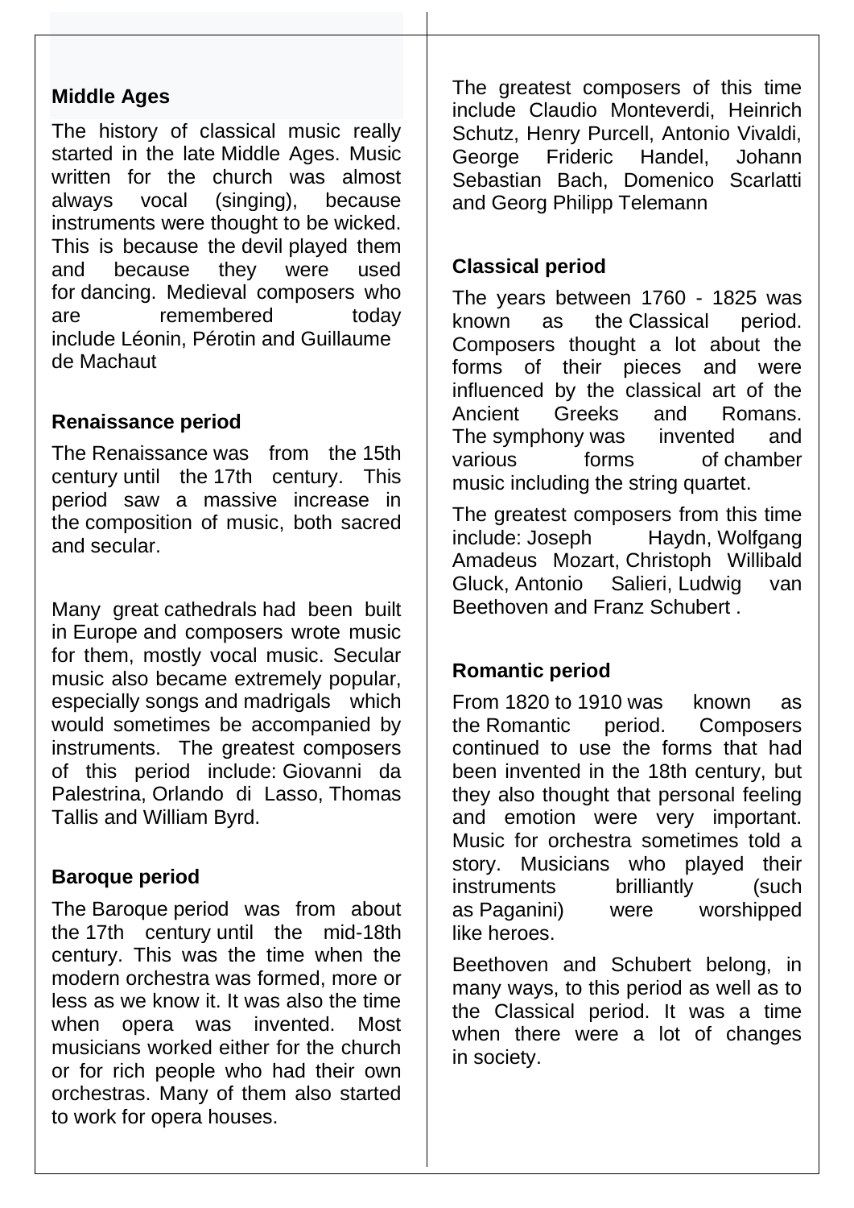## Middle Ages

The history of classical music really started in the late Middle Ages. Music written for the church was almost always vocal (singing), because instruments were thought to be wicked. This is because the devil played them and because they were used for dancing. Medieval composers who are remembered today include Léonin, Pérotin and Guillaume de Machaut

## Renaissance period

The Renaissance was from the 15th century until the 17th century. This period saw a massive increase in the composition of music, both sacred and secular.

Many great cathedrals had been built in Europe and composers wrote music for them, mostly vocal music. Secular music also became extremely popular, especially songs and madrigals which would sometimes be accompanied by instruments. The greatest composers of this period include: Giovanni da Palestrina, Orlando di Lasso, Thomas Tallis and William Byrd.

## Baroque period

The Baroque period was from about the 17th century until the mid-18th century. This was the time when the modern orchestra was formed, more or less as we know it. It was also the time when opera was invented. Most musicians worked either for the church or for rich people who had their own orchestras. Many of them also started to work for opera houses.

The greatest composers of this time include Claudio Monteverdi, Heinrich Schutz, Henry Purcell, Antonio Vivaldi, George Frideric Handel, Johann Sebastian Bach, Domenico Scarlatti and Georg Philipp Telemann

## Classical period

The years between 1760 - 1825 was known as the Classical period. Composers thought a lot about the forms of their pieces and were influenced by the classical art of the Ancient Greeks and Romans. The symphony was invented and various forms of chamber music including the string quartet.

The greatest composers from this time include: Joseph Haydn, Wolfgang Amadeus Mozart, Christoph Willibald Gluck, Antonio Salieri, Ludwig van Beethoven and Franz Schubert .

## Romantic period

From 1820 to 1910 was known as the Romantic period. Composers continued to use the forms that had been invented in the 18th century, but they also thought that personal feeling and emotion were very important. Music for orchestra sometimes told a story. Musicians who played their instruments brilliantly (such as Paganini) were worshipped like heroes.

Beethoven and Schubert belong, in many ways, to this period as well as to the Classical period. It was a time when there were a lot of changes in society.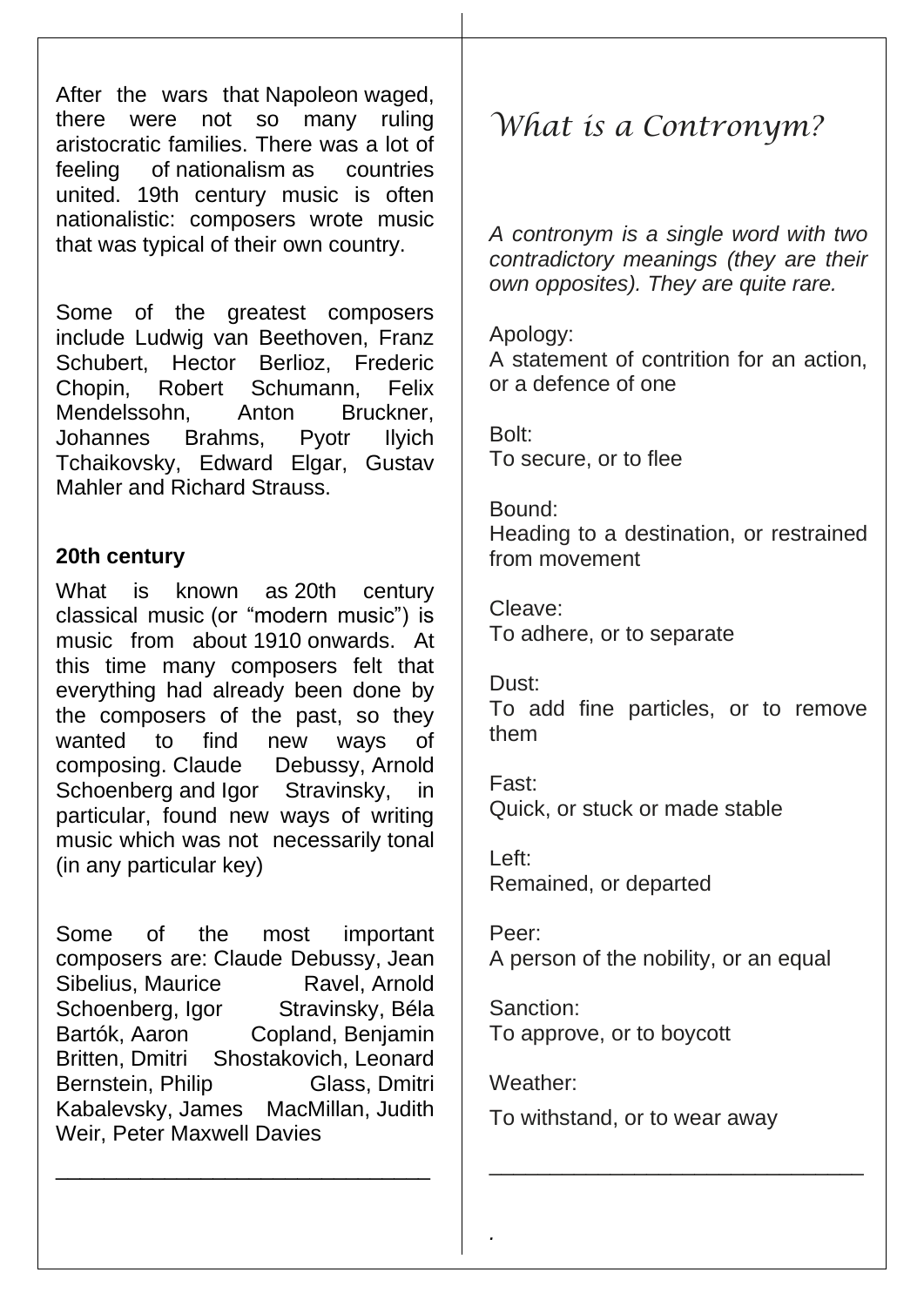After the wars that Napoleon waged, there were not so many ruling aristocratic families. There was a lot of feeling of nationalism as countries united. 19th century music is often nationalistic: composers wrote music that was typical of their own country.

Some of the greatest composers include Ludwig van Beethoven, Franz Schubert, Hector Berlioz, Frederic Chopin, Robert Schumann, Felix Mendelssohn, Anton Bruckner, Johannes Brahms, Pyotr Ilyich Tchaikovsky, Edward Elgar, Gustav Mahler and Richard Strauss.

**20th century**

What is known as 20th century classical music (or "modern music") is music from about 1910 onwards. At this time many composers felt that everything had already been done by the composers of the past, so they wanted to find new ways of composing. Claude Debussy, Arnold Schoenberg and Igor Stravinsky, in particular, found new ways of writing music which was not necessarily tonal (in any particular key)

Some of the most important composers are: Claude Debussy, Jean Sibelius, Maurice Ravel, Arnold Schoenberg, Igor Stravinsky, Béla Bartók, Aaron Copland, Benjamin Britten, Dmitri Shostakovich, Leonard Bernstein, Philip Glass, Dmitri Kabalevsky, James MacMillan, Judith Weir, Peter Maxwell Davies

---

# *What is a Contronym?*

*A contronym is a single word with two contradictory meanings (they are their own opposites). They are quite rare.*

Apology:
A statement of contrition for an action, or a defence of one

Bolt:
To secure, or to flee

Bound:
Heading to a destination, or restrained from movement

Cleave:
To adhere, or to separate

Dust:
To add fine particles, or to remove them

Fast:
Quick, or stuck or made stable

Left:
Remained, or departed

Peer:
A person of the nobility, or an equal

Sanction:
To approve, or to boycott

Weather:
To withstand, or to wear away

---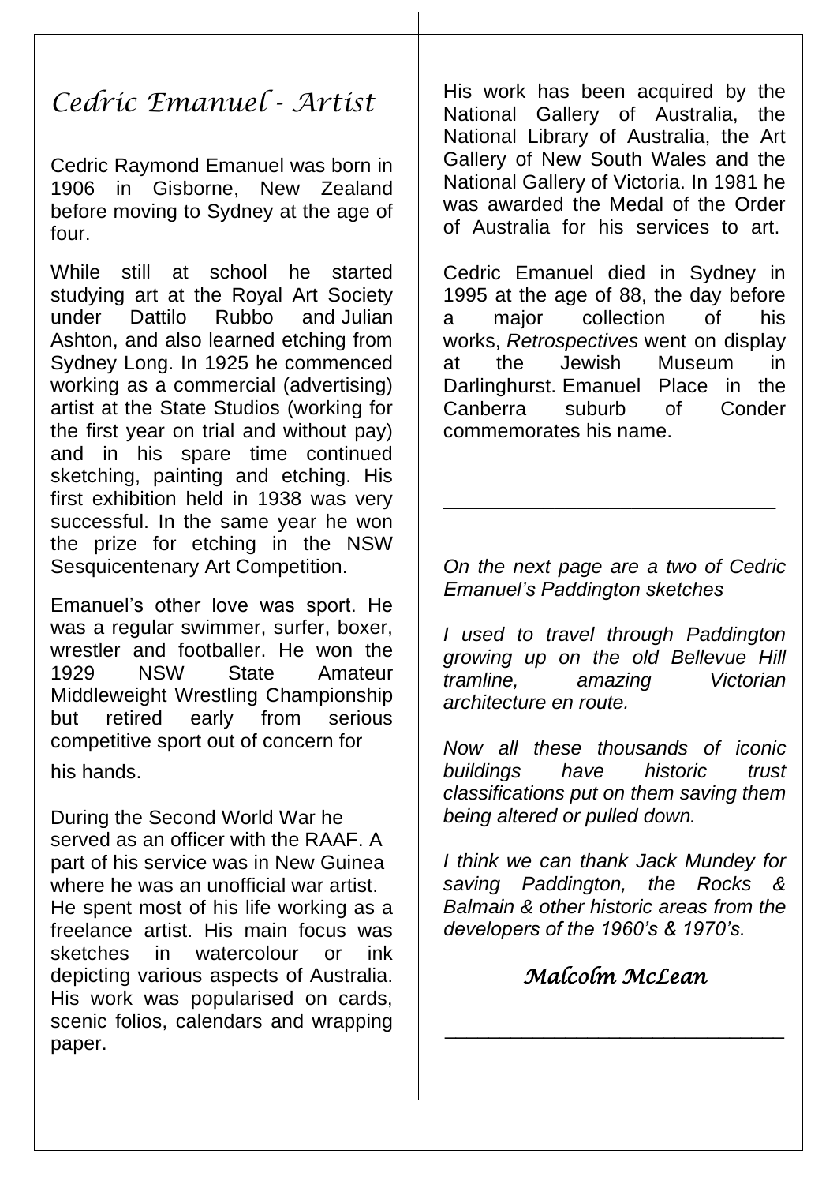# *Cedric Emanuel - Artist*

Cedric Raymond Emanuel was born in 1906 in Gisborne, New Zealand before moving to Sydney at the age of four.

While still at school he started studying art at the Royal Art Society under Dattilo Rubbo and Julian Ashton, and also learned etching from Sydney Long. In 1925 he commenced working as a commercial (advertising) artist at the State Studios (working for the first year on trial and without pay) and in his spare time continued sketching, painting and etching. His first exhibition held in 1938 was very successful. In the same year he won the prize for etching in the NSW Sesquicentenary Art Competition.

Emanuel's other love was sport. He was a regular swimmer, surfer, boxer, wrestler and footballer. He won the 1929 NSW State Amateur Middleweight Wrestling Championship but retired early from serious competitive sport out of concern for his hands.

During the Second World War he served as an officer with the RAAF. A part of his service was in New Guinea where he was an unofficial war artist. He spent most of his life working as a freelance artist. His main focus was sketches in watercolour or ink depicting various aspects of Australia. His work was popularised on cards, scenic folios, calendars and wrapping paper.

His work has been acquired by the National Gallery of Australia, the National Library of Australia, the Art Gallery of New South Wales and the National Gallery of Victoria. In 1981 he was awarded the Medal of the Order of Australia for his services to art.

Cedric Emanuel died in Sydney in 1995 at the age of 88, the day before a major collection of his works, *Retrospectives* went on display at the Jewish Museum in Darlinghurst. Emanuel Place in the Canberra suburb of Conder commemorates his name.

---

*On the next page are a two of Cedric Emanuel's Paddington sketches*

*I used to travel through Paddington growing up on the old Bellevue Hill tramline, amazing Victorian architecture en route.*

*Now all these thousands of iconic buildings have historic trust classifications put on them saving them being altered or pulled down.*

*I think we can thank Jack Mundey for saving Paddington, the Rocks & Balmain & other historic areas from the developers of the 1960's & 1970's.*

*Malcolm McLean*

---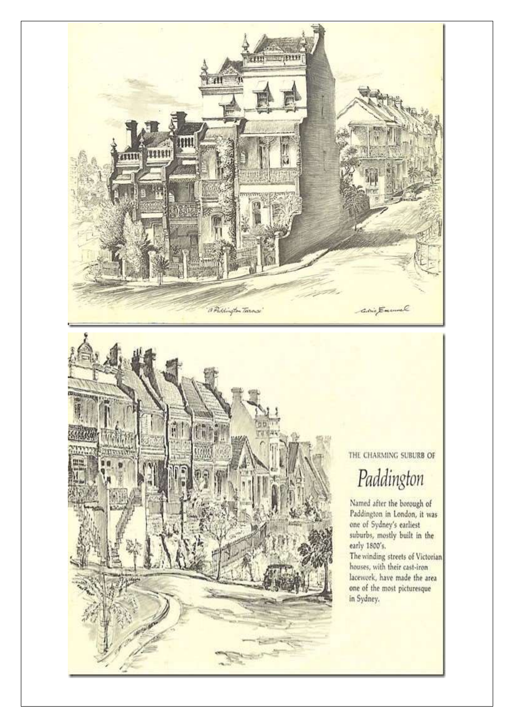'A Paddington Terrace'

THE CHARMING SUBURB OF

# *Paddington*

Named after the borough of Paddington in London, it was one of Sydney's earliest suburbs, mostly built in the early 1800's.

The winding streets of Victorian houses, with their cast-iron lacework, have made the area one of the most picturesque in Sydney.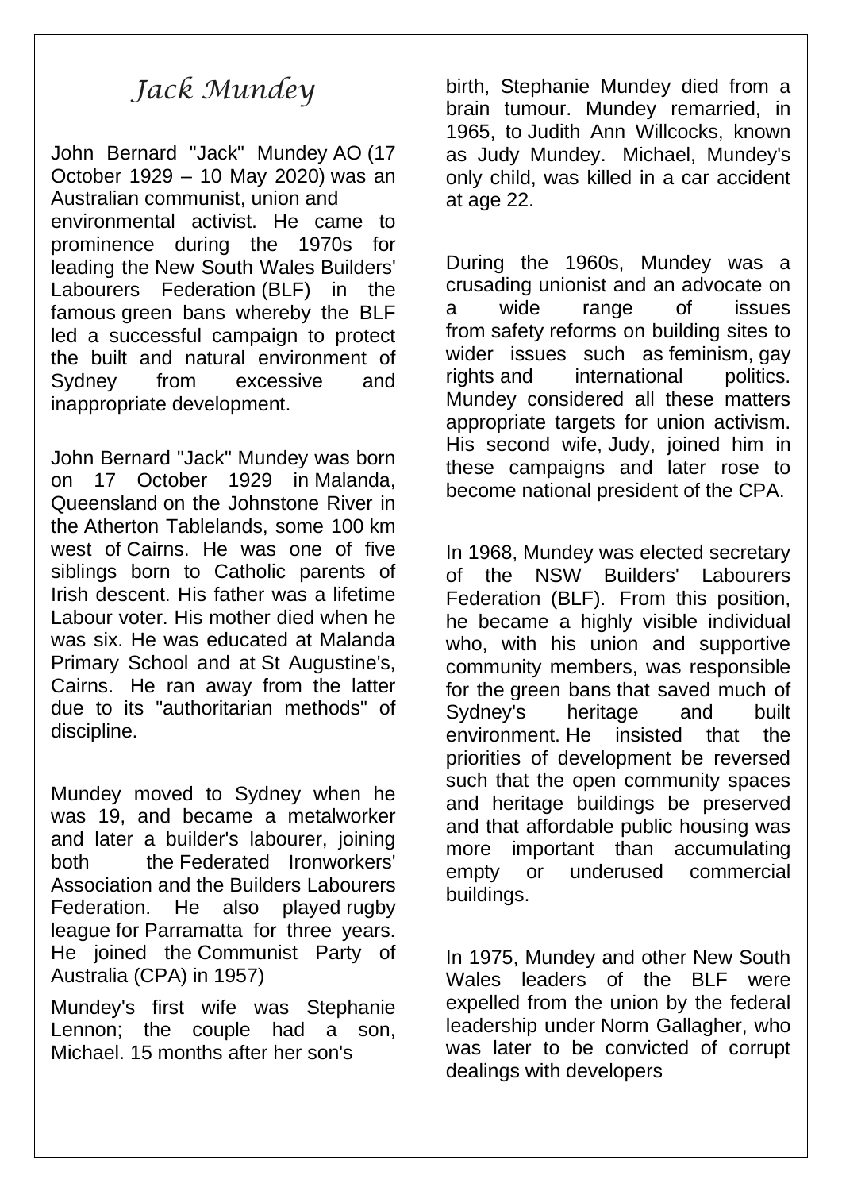# Jack Mundey

John Bernard "Jack" Mundey AO (17 October 1929 – 10 May 2020) was an Australian communist, union and environmental activist. He came to prominence during the 1970s for leading the New South Wales Builders' Labourers Federation (BLF) in the famous green bans whereby the BLF led a successful campaign to protect the built and natural environment of Sydney from excessive and inappropriate development.

John Bernard "Jack" Mundey was born on 17 October 1929 in Malanda, Queensland on the Johnstone River in the Atherton Tablelands, some 100 km west of Cairns. He was one of five siblings born to Catholic parents of Irish descent. His father was a lifetime Labour voter. His mother died when he was six. He was educated at Malanda Primary School and at St Augustine's, Cairns. He ran away from the latter due to its "authoritarian methods" of discipline.

Mundey moved to Sydney when he was 19, and became a metalworker and later a builder's labourer, joining both the Federated Ironworkers' Association and the Builders Labourers Federation. He also played rugby league for Parramatta for three years. He joined the Communist Party of Australia (CPA) in 1957)

Mundey's first wife was Stephanie Lennon; the couple had a son, Michael. 15 months after her son's birth, Stephanie Mundey died from a brain tumour. Mundey remarried, in 1965, to Judith Ann Willcocks, known as Judy Mundey. Michael, Mundey's only child, was killed in a car accident at age 22.

During the 1960s, Mundey was a crusading unionist and an advocate on a wide range of issues from safety reforms on building sites to wider issues such as feminism, gay rights and international politics. Mundey considered all these matters appropriate targets for union activism. His second wife, Judy, joined him in these campaigns and later rose to become national president of the CPA.

In 1968, Mundey was elected secretary of the NSW Builders' Labourers Federation (BLF). From this position, he became a highly visible individual who, with his union and supportive community members, was responsible for the green bans that saved much of Sydney's heritage and built environment. He insisted that the priorities of development be reversed such that the open community spaces and heritage buildings be preserved and that affordable public housing was more important than accumulating empty or underused commercial buildings.

In 1975, Mundey and other New South Wales leaders of the BLF were expelled from the union by the federal leadership under Norm Gallagher, who was later to be convicted of corrupt dealings with developers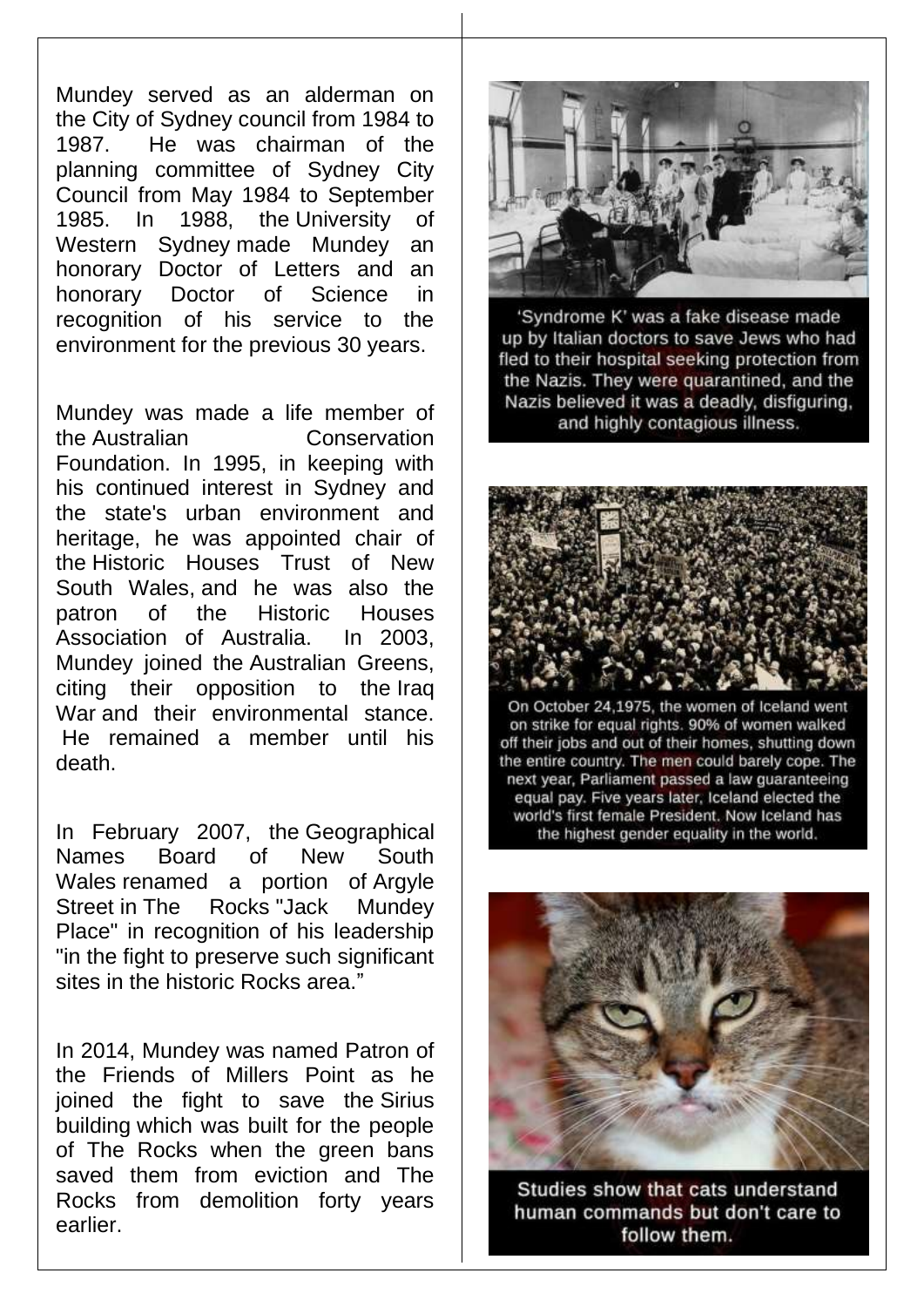Mundey served as an alderman on the City of Sydney council from 1984 to 1987. He was chairman of the planning committee of Sydney City Council from May 1984 to September 1985. In 1988, the University of Western Sydney made Mundey an honorary Doctor of Letters and an honorary Doctor of Science in recognition of his service to the environment for the previous 30 years.

Mundey was made a life member of the Australian Conservation Foundation. In 1995, in keeping with his continued interest in Sydney and the state's urban environment and heritage, he was appointed chair of the Historic Houses Trust of New South Wales, and he was also the patron of the Historic Houses Association of Australia. In 2003, Mundey joined the Australian Greens, citing their opposition to the Iraq War and their environmental stance. He remained a member until his death.

In February 2007, the Geographical Names Board of New South Wales renamed a portion of Argyle Street in The Rocks "Jack Mundey Place" in recognition of his leadership "in the fight to preserve such significant sites in the historic Rocks area."

In 2014, Mundey was named Patron of the Friends of Millers Point as he joined the fight to save the Sirius building which was built for the people of The Rocks when the green bans saved them from eviction and The Rocks from demolition forty years earlier.

'Syndrome K' was a fake disease made up by Italian doctors to save Jews who had fled to their hospital seeking protection from the Nazis. They were quarantined, and the Nazis believed it was a deadly, disfiguring, and highly contagious illness.

On October 24,1975, the women of Iceland went on strike for equal rights. 90% of women walked off their jobs and out of their homes, shutting down the entire country. The men could barely cope. The next year, Parliament passed a law guaranteeing equal pay. Five years later, Iceland elected the world's first female President. Now Iceland has the highest gender equality in the world.

Studies show that cats understand human commands but don't care to follow them.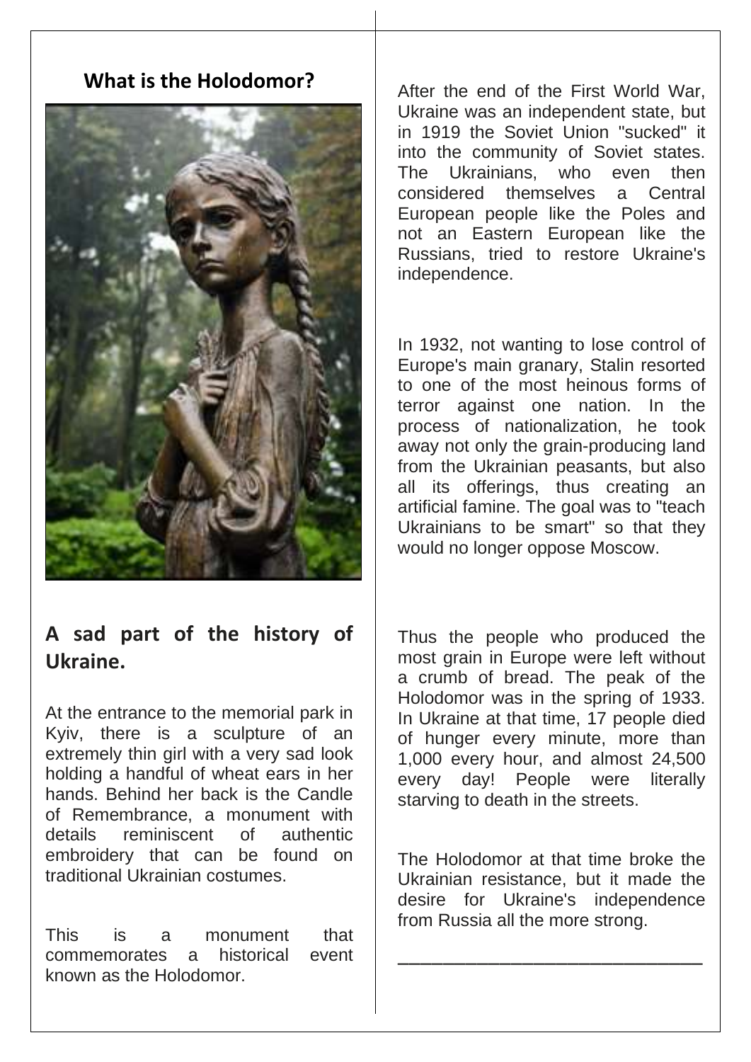## What is the Holodomor?

## A sad part of the history of Ukraine.

At the entrance to the memorial park in Kyiv, there is a sculpture of an extremely thin girl with a very sad look holding a handful of wheat ears in her hands. Behind her back is the Candle of Remembrance, a monument with details reminiscent of authentic embroidery that can be found on traditional Ukrainian costumes.

This is a monument that commemorates a historical event known as the Holodomor.

After the end of the First World War, Ukraine was an independent state, but in 1919 the Soviet Union "sucked" it into the community of Soviet states. The Ukrainians, who even then considered themselves a Central European people like the Poles and not an Eastern European like the Russians, tried to restore Ukraine's independence.

In 1932, not wanting to lose control of Europe's main granary, Stalin resorted to one of the most heinous forms of terror against one nation. In the process of nationalization, he took away not only the grain-producing land from the Ukrainian peasants, but also all its offerings, thus creating an artificial famine. The goal was to "teach Ukrainians to be smart" so that they would no longer oppose Moscow.

Thus the people who produced the most grain in Europe were left without a crumb of bread. The peak of the Holodomor was in the spring of 1933. In Ukraine at that time, 17 people died of hunger every minute, more than 1,000 every hour, and almost 24,500 every day! People were literally starving to death in the streets.

The Holodomor at that time broke the Ukrainian resistance, but it made the desire for Ukraine's independence from Russia all the more strong.

---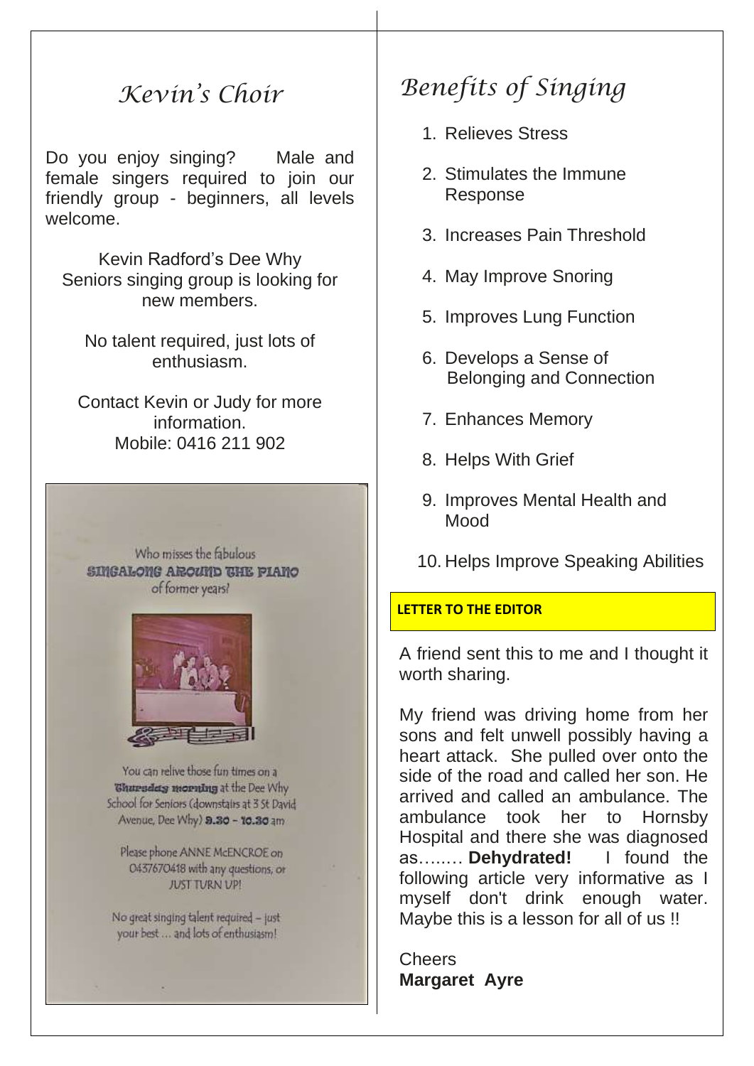## *Kevin's Choir*

Do you enjoy singing? Male and female singers required to join our friendly group - beginners, all levels welcome.

Kevin Radford's Dee Why Seniors singing group is looking for new members.

No talent required, just lots of enthusiasm.

Contact Kevin or Judy for more information.
Mobile: 0416 211 902

Who misses the fabulous
**SINGALONG AROUND THE PIANO**
of former years?

You can relive those fun times on a **Thursday morning** at the Dee Why School for Seniors (downstairs at 3 St David Avenue, Dee Why) **9.30 – 10.30** am

Please phone ANNE McENCROE on 0437670418 with any questions, or JUST TURN UP!

No great singing talent required – just your best … and lots of enthusiasm!

## *Benefits of Singing*

1. Relieves Stress
2. Stimulates the Immune Response
3. Increases Pain Threshold
4. May Improve Snoring
5. Improves Lung Function
6. Develops a Sense of Belonging and Connection
7. Enhances Memory
8. Helps With Grief
9. Improves Mental Health and Mood
10. Helps Improve Speaking Abilities

**LETTER TO THE EDITOR**

A friend sent this to me and I thought it worth sharing.

My friend was driving home from her sons and felt unwell possibly having a heart attack. She pulled over onto the side of the road and called her son. He arrived and called an ambulance. The ambulance took her to Hornsby Hospital and there she was diagnosed as…..… **Dehydrated!** I found the following article very informative as I myself don't drink enough water. Maybe this is a lesson for all of us !!

Cheers
**Margaret Ayre**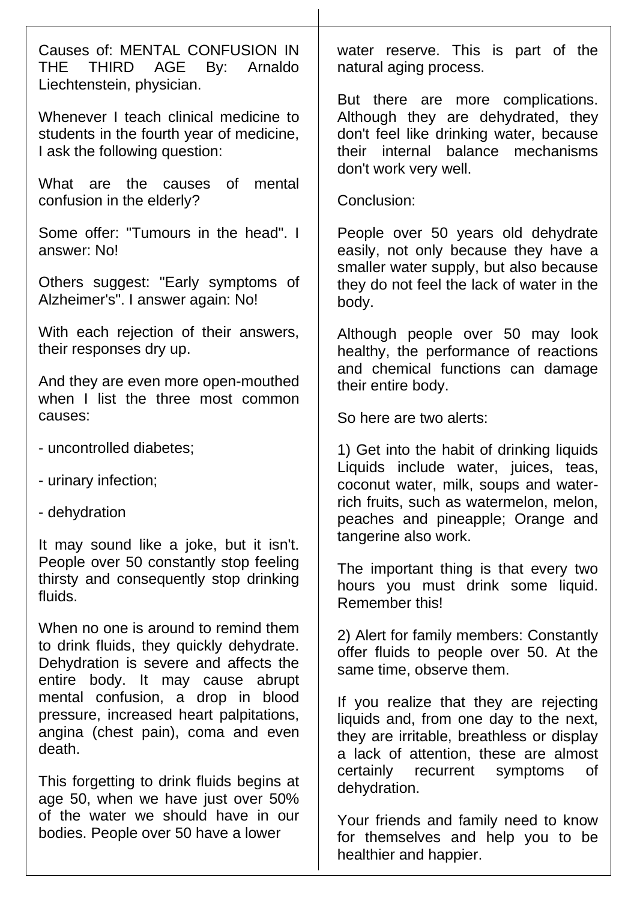Causes of: MENTAL CONFUSION IN THE THIRD AGE By: Arnaldo Liechtenstein, physician.

Whenever I teach clinical medicine to students in the fourth year of medicine, I ask the following question:

What are the causes of mental confusion in the elderly?

Some offer: "Tumours in the head". I answer: No!

Others suggest: "Early symptoms of Alzheimer's". I answer again: No!

With each rejection of their answers, their responses dry up.

And they are even more open-mouthed when I list the three most common causes:

- uncontrolled diabetes;
- urinary infection;
- dehydration

It may sound like a joke, but it isn't. People over 50 constantly stop feeling thirsty and consequently stop drinking fluids.

When no one is around to remind them to drink fluids, they quickly dehydrate. Dehydration is severe and affects the entire body. It may cause abrupt mental confusion, a drop in blood pressure, increased heart palpitations, angina (chest pain), coma and even death.

This forgetting to drink fluids begins at age 50, when we have just over 50% of the water we should have in our bodies. People over 50 have a lower water reserve. This is part of the natural aging process.

But there are more complications. Although they are dehydrated, they don't feel like drinking water, because their internal balance mechanisms don't work very well.

Conclusion:

People over 50 years old dehydrate easily, not only because they have a smaller water supply, but also because they do not feel the lack of water in the body.

Although people over 50 may look healthy, the performance of reactions and chemical functions can damage their entire body.

So here are two alerts:

1) Get into the habit of drinking liquids Liquids include water, juices, teas, coconut water, milk, soups and water-rich fruits, such as watermelon, melon, peaches and pineapple; Orange and tangerine also work.

The important thing is that every two hours you must drink some liquid. Remember this!

2) Alert for family members: Constantly offer fluids to people over 50. At the same time, observe them.

If you realize that they are rejecting liquids and, from one day to the next, they are irritable, breathless or display a lack of attention, these are almost certainly recurrent symptoms of dehydration.

Your friends and family need to know for themselves and help you to be healthier and happier.